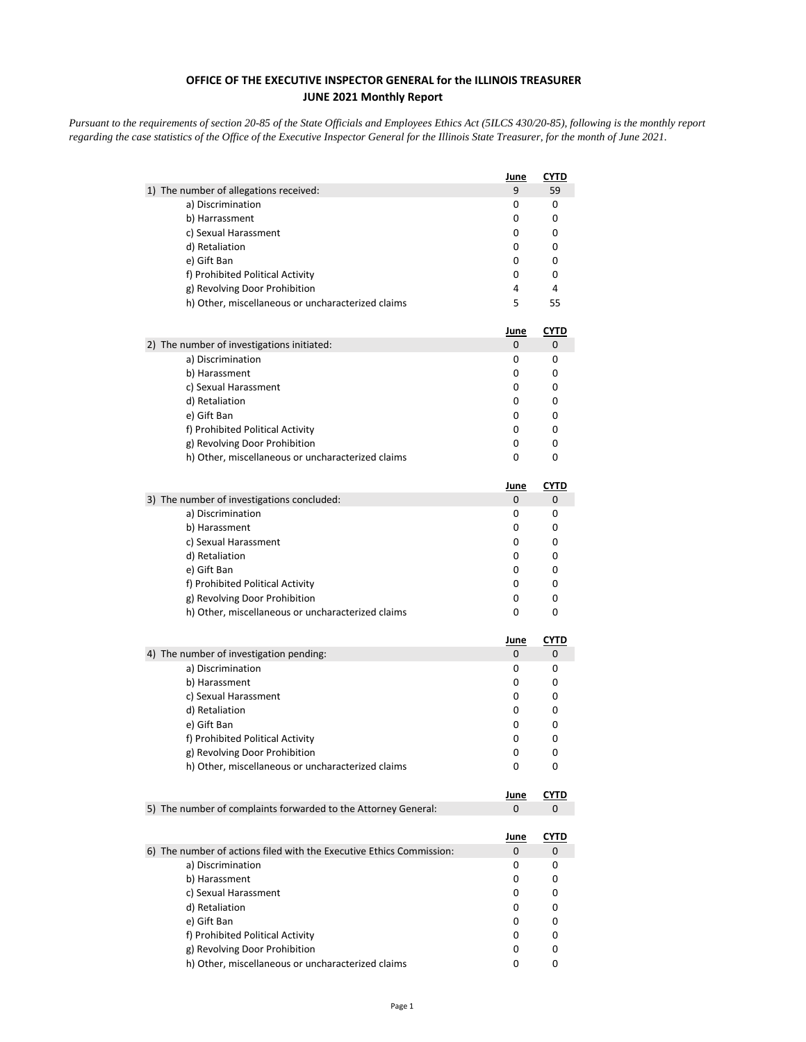**OFFICE OF THE EXECUTIVE INSPECTOR GENERAL for the ILLINOIS TREASURER**
**JUNE 2021 Monthly Report**

*Pursuant to the requirements of section 20-85 of the State Officials and Employees Ethics Act (5ILCS 430/20-85), following is the monthly report regarding the case statistics of the Office of the Executive Inspector General for the Illinois State Treasurer, for the month of June 2021.*

| | June | CYTD |
|---|---|---|
| 1) The number of allegations received: | 9 | 59 |
| a) Discrimination | 0 | 0 |
| b) Harrassment | 0 | 0 |
| c) Sexual Harassment | 0 | 0 |
| d) Retaliation | 0 | 0 |
| e) Gift Ban | 0 | 0 |
| f) Prohibited Political Activity | 0 | 0 |
| g) Revolving Door Prohibition | 4 | 4 |
| h) Other, miscellaneous or uncharacterized claims | 5 | 55 |

| | June | CYTD |
|---|---|---|
| 2) The number of investigations initiated: | 0 | 0 |
| a) Discrimination | 0 | 0 |
| b) Harassment | 0 | 0 |
| c) Sexual Harassment | 0 | 0 |
| d) Retaliation | 0 | 0 |
| e) Gift Ban | 0 | 0 |
| f) Prohibited Political Activity | 0 | 0 |
| g) Revolving Door Prohibition | 0 | 0 |
| h) Other, miscellaneous or uncharacterized claims | 0 | 0 |

| | June | CYTD |
|---|---|---|
| 3) The number of investigations concluded: | 0 | 0 |
| a) Discrimination | 0 | 0 |
| b) Harassment | 0 | 0 |
| c) Sexual Harassment | 0 | 0 |
| d) Retaliation | 0 | 0 |
| e) Gift Ban | 0 | 0 |
| f) Prohibited Political Activity | 0 | 0 |
| g) Revolving Door Prohibition | 0 | 0 |
| h) Other, miscellaneous or uncharacterized claims | 0 | 0 |

| | June | CYTD |
|---|---|---|
| 4) The number of investigation pending: | 0 | 0 |
| a) Discrimination | 0 | 0 |
| b) Harassment | 0 | 0 |
| c) Sexual Harassment | 0 | 0 |
| d) Retaliation | 0 | 0 |
| e) Gift Ban | 0 | 0 |
| f) Prohibited Political Activity | 0 | 0 |
| g) Revolving Door Prohibition | 0 | 0 |
| h) Other, miscellaneous or uncharacterized claims | 0 | 0 |

| | June | CYTD |
|---|---|---|
| 5) The number of complaints forwarded to the Attorney General: | 0 | 0 |

| | June | CYTD |
|---|---|---|
| 6) The number of actions filed with the Executive Ethics Commission: | 0 | 0 |
| a) Discrimination | 0 | 0 |
| b) Harassment | 0 | 0 |
| c) Sexual Harassment | 0 | 0 |
| d) Retaliation | 0 | 0 |
| e) Gift Ban | 0 | 0 |
| f) Prohibited Political Activity | 0 | 0 |
| g) Revolving Door Prohibition | 0 | 0 |
| h) Other, miscellaneous or uncharacterized claims | 0 | 0 |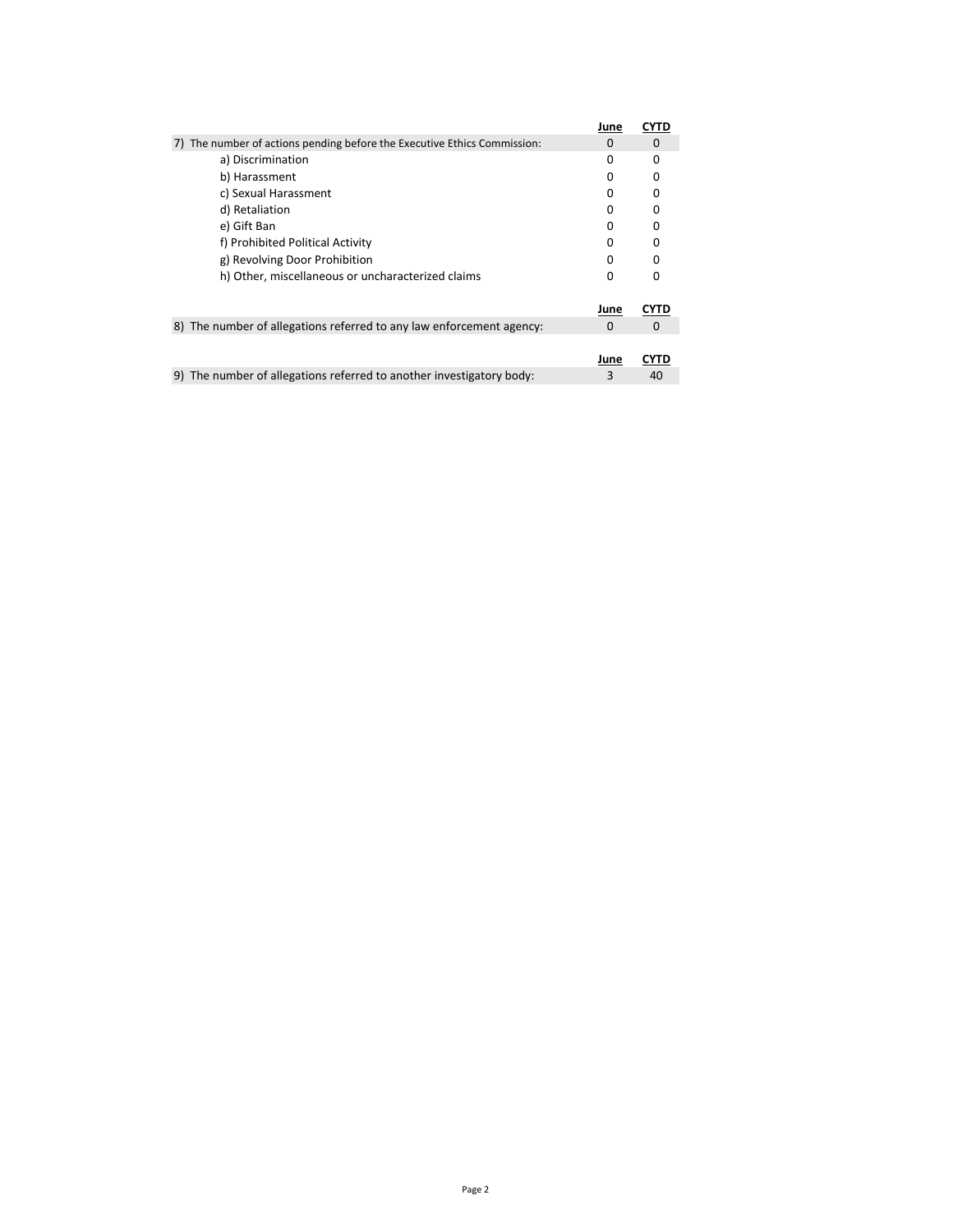| | June | CYTD |
|---|---|---|
| 7) The number of actions pending before the Executive Ethics Commission: | 0 | 0 |
| a) Discrimination | 0 | 0 |
| b) Harassment | 0 | 0 |
| c) Sexual Harassment | 0 | 0 |
| d) Retaliation | 0 | 0 |
| e) Gift Ban | 0 | 0 |
| f) Prohibited Political Activity | 0 | 0 |
| g) Revolving Door Prohibition | 0 | 0 |
| h) Other, miscellaneous or uncharacterized claims | 0 | 0 |

| | June | CYTD |
|---|---|---|
| 8) The number of allegations referred to any law enforcement agency: | 0 | 0 |

| | June | CYTD |
|---|---|---|
| 9) The number of allegations referred to another investigatory body: | 3 | 40 |